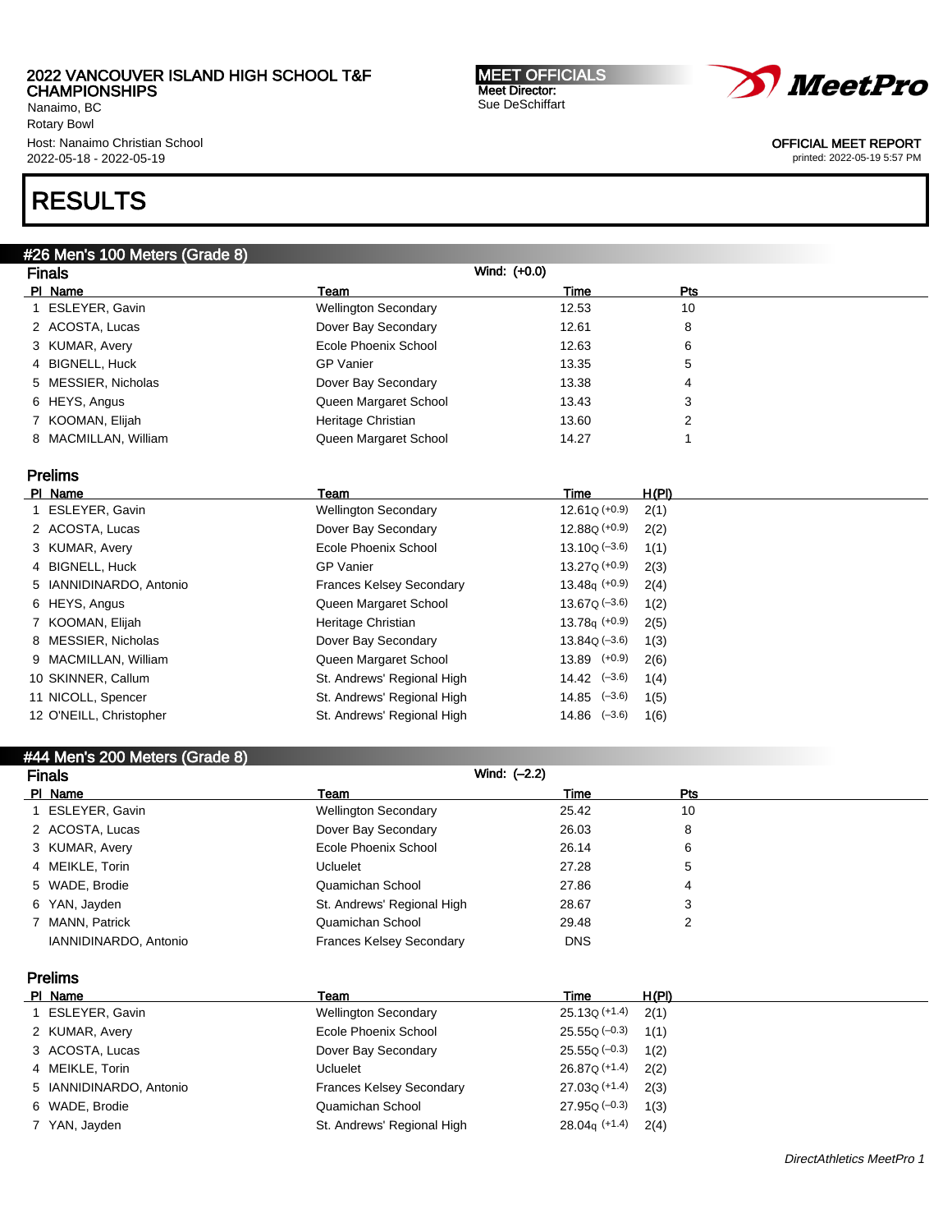# 2022 VANCOUVER ISLAND HIGH SCHOOL T&F CHAMPIONSHIPS

Nanaimo, BC
Rotary Bowl
Host: Nanaimo Christian School
2022-05-18 - 2022-05-19

**MEET OFFICIALS**
Meet Director:
Sue DeSchiffart

OFFICIAL MEET REPORT
printed: 2022-05-19 5:57 PM

# RESULTS

## #26 Men's 100 Meters (Grade 8)

### Finals

Wind: (+0.0)

| Pl | Name | Team | Time | Pts |
|---|---|---|---|---|
| 1 | ESLEYER, Gavin | Wellington Secondary | 12.53 | 10 |
| 2 | ACOSTA, Lucas | Dover Bay Secondary | 12.61 | 8 |
| 3 | KUMAR, Avery | Ecole Phoenix School | 12.63 | 6 |
| 4 | BIGNELL, Huck | GP Vanier | 13.35 | 5 |
| 5 | MESSIER, Nicholas | Dover Bay Secondary | 13.38 | 4 |
| 6 | HEYS, Angus | Queen Margaret School | 13.43 | 3 |
| 7 | KOOMAN, Elijah | Heritage Christian | 13.60 | 2 |
| 8 | MACMILLAN, William | Queen Margaret School | 14.27 | 1 |

### Prelims

| Pl | Name | Team | Time | H(Pl) |
|---|---|---|---|---|
| 1 | ESLEYER, Gavin | Wellington Secondary | 12.61Q (+0.9) | 2(1) |
| 2 | ACOSTA, Lucas | Dover Bay Secondary | 12.88Q (+0.9) | 2(2) |
| 3 | KUMAR, Avery | Ecole Phoenix School | 13.10Q (–3.6) | 1(1) |
| 4 | BIGNELL, Huck | GP Vanier | 13.27Q (+0.9) | 2(3) |
| 5 | IANNIDINARDO, Antonio | Frances Kelsey Secondary | 13.48q (+0.9) | 2(4) |
| 6 | HEYS, Angus | Queen Margaret School | 13.67Q (–3.6) | 1(2) |
| 7 | KOOMAN, Elijah | Heritage Christian | 13.78q (+0.9) | 2(5) |
| 8 | MESSIER, Nicholas | Dover Bay Secondary | 13.84Q (–3.6) | 1(3) |
| 9 | MACMILLAN, William | Queen Margaret School | 13.89 (+0.9) | 2(6) |
| 10 | SKINNER, Callum | St. Andrews' Regional High | 14.42 (–3.6) | 1(4) |
| 11 | NICOLL, Spencer | St. Andrews' Regional High | 14.85 (–3.6) | 1(5) |
| 12 | O'NEILL, Christopher | St. Andrews' Regional High | 14.86 (–3.6) | 1(6) |

## #44 Men's 200 Meters (Grade 8)

### Finals

Wind: (–2.2)

| Pl | Name | Team | Time | Pts |
|---|---|---|---|---|
| 1 | ESLEYER, Gavin | Wellington Secondary | 25.42 | 10 |
| 2 | ACOSTA, Lucas | Dover Bay Secondary | 26.03 | 8 |
| 3 | KUMAR, Avery | Ecole Phoenix School | 26.14 | 6 |
| 4 | MEIKLE, Torin | Ucluelet | 27.28 | 5 |
| 5 | WADE, Brodie | Quamichan School | 27.86 | 4 |
| 6 | YAN, Jayden | St. Andrews' Regional High | 28.67 | 3 |
| 7 | MANN, Patrick | Quamichan School | 29.48 | 2 |
| | IANNIDINARDO, Antonio | Frances Kelsey Secondary | DNS | |

### Prelims

| Pl | Name | Team | Time | H(Pl) |
|---|---|---|---|---|
| 1 | ESLEYER, Gavin | Wellington Secondary | 25.13Q (+1.4) | 2(1) |
| 2 | KUMAR, Avery | Ecole Phoenix School | 25.55Q (–0.3) | 1(1) |
| 3 | ACOSTA, Lucas | Dover Bay Secondary | 25.55Q (–0.3) | 1(2) |
| 4 | MEIKLE, Torin | Ucluelet | 26.87Q (+1.4) | 2(2) |
| 5 | IANNIDINARDO, Antonio | Frances Kelsey Secondary | 27.03Q (+1.4) | 2(3) |
| 6 | WADE, Brodie | Quamichan School | 27.95Q (–0.3) | 1(3) |
| 7 | YAN, Jayden | St. Andrews' Regional High | 28.04q (+1.4) | 2(4) |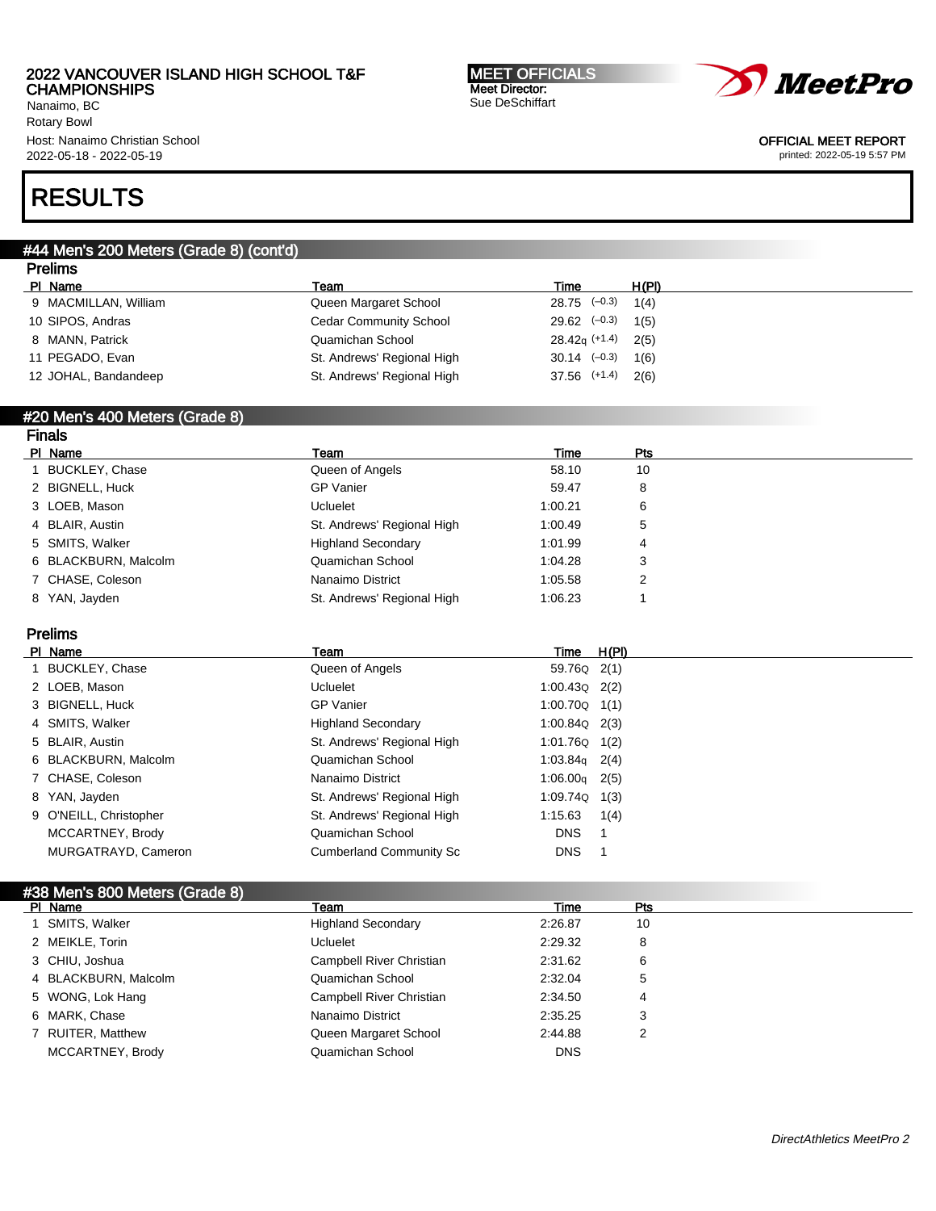# RESULTS

## #44 Men's 200 Meters (Grade 8) (cont'd)

### Prelims

| Pl | Name | Team | Time | | H(Pl) |
|---|---|---|---|---|---|
| 9 | MACMILLAN, William | Queen Margaret School | 28.75 | (−0.3) | 1(4) |
| 10 | SIPOS, Andras | Cedar Community School | 29.62 | (−0.3) | 1(5) |
| 8 | MANN, Patrick | Quamichan School | 28.42q | (+1.4) | 2(5) |
| 11 | PEGADO, Evan | St. Andrews' Regional High | 30.14 | (−0.3) | 1(6) |
| 12 | JOHAL, Bandandeep | St. Andrews' Regional High | 37.56 | (+1.4) | 2(6) |

## #20 Men's 400 Meters (Grade 8)

### Finals

| Pl | Name | Team | Time | Pts |
|---|---|---|---|---|
| 1 | BUCKLEY, Chase | Queen of Angels | 58.10 | 10 |
| 2 | BIGNELL, Huck | GP Vanier | 59.47 | 8 |
| 3 | LOEB, Mason | Ucluelet | 1:00.21 | 6 |
| 4 | BLAIR, Austin | St. Andrews' Regional High | 1:00.49 | 5 |
| 5 | SMITS, Walker | Highland Secondary | 1:01.99 | 4 |
| 6 | BLACKBURN, Malcolm | Quamichan School | 1:04.28 | 3 |
| 7 | CHASE, Coleson | Nanaimo District | 1:05.58 | 2 |
| 8 | YAN, Jayden | St. Andrews' Regional High | 1:06.23 | 1 |

### Prelims

| Pl | Name | Team | Time | H(Pl) |
|---|---|---|---|---|
| 1 | BUCKLEY, Chase | Queen of Angels | 59.76Q | 2(1) |
| 2 | LOEB, Mason | Ucluelet | 1:00.43Q | 2(2) |
| 3 | BIGNELL, Huck | GP Vanier | 1:00.70Q | 1(1) |
| 4 | SMITS, Walker | Highland Secondary | 1:00.84Q | 2(3) |
| 5 | BLAIR, Austin | St. Andrews' Regional High | 1:01.76Q | 1(2) |
| 6 | BLACKBURN, Malcolm | Quamichan School | 1:03.84q | 2(4) |
| 7 | CHASE, Coleson | Nanaimo District | 1:06.00q | 2(5) |
| 8 | YAN, Jayden | St. Andrews' Regional High | 1:09.74Q | 1(3) |
| 9 | O'NEILL, Christopher | St. Andrews' Regional High | 1:15.63 | 1(4) |
| | MCCARTNEY, Brody | Quamichan School | DNS | 1 |
| | MURGATRAYD, Cameron | Cumberland Community Sc | DNS | 1 |

## #38 Men's 800 Meters (Grade 8)

| Pl | Name | Team | Time | Pts |
|---|---|---|---|---|
| 1 | SMITS, Walker | Highland Secondary | 2:26.87 | 10 |
| 2 | MEIKLE, Torin | Ucluelet | 2:29.32 | 8 |
| 3 | CHIU, Joshua | Campbell River Christian | 2:31.62 | 6 |
| 4 | BLACKBURN, Malcolm | Quamichan School | 2:32.04 | 5 |
| 5 | WONG, Lok Hang | Campbell River Christian | 2:34.50 | 4 |
| 6 | MARK, Chase | Nanaimo District | 2:35.25 | 3 |
| 7 | RUITER, Matthew | Queen Margaret School | 2:44.88 | 2 |
| | MCCARTNEY, Brody | Quamichan School | DNS | |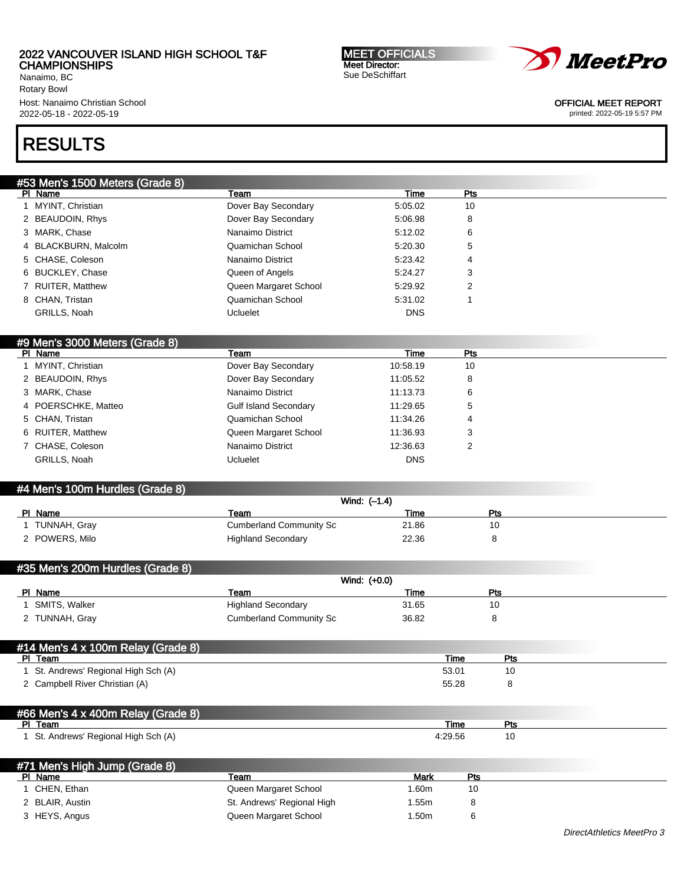2022 VANCOUVER ISLAND HIGH SCHOOL T&F CHAMPIONSHIPS
Nanaimo, BC
Rotary Bowl
Host: Nanaimo Christian School
2022-05-18 - 2022-05-19

MEET OFFICIALS
Meet Director:
Sue DeSchiffart

OFFICIAL MEET REPORT
printed: 2022-05-19 5:57 PM

# RESULTS

## #53 Men's 1500 Meters (Grade 8)

| Pl | Name | Team | Time | Pts |
|---|---|---|---|---|
| 1 | MYINT, Christian | Dover Bay Secondary | 5:05.02 | 10 |
| 2 | BEAUDOIN, Rhys | Dover Bay Secondary | 5:06.98 | 8 |
| 3 | MARK, Chase | Nanaimo District | 5:12.02 | 6 |
| 4 | BLACKBURN, Malcolm | Quamichan School | 5:20.30 | 5 |
| 5 | CHASE, Coleson | Nanaimo District | 5:23.42 | 4 |
| 6 | BUCKLEY, Chase | Queen of Angels | 5:24.27 | 3 |
| 7 | RUITER, Matthew | Queen Margaret School | 5:29.92 | 2 |
| 8 | CHAN, Tristan | Quamichan School | 5:31.02 | 1 |
| | GRILLS, Noah | Ucluelet | DNS | |

## #9 Men's 3000 Meters (Grade 8)

| Pl | Name | Team | Time | Pts |
|---|---|---|---|---|
| 1 | MYINT, Christian | Dover Bay Secondary | 10:58.19 | 10 |
| 2 | BEAUDOIN, Rhys | Dover Bay Secondary | 11:05.52 | 8 |
| 3 | MARK, Chase | Nanaimo District | 11:13.73 | 6 |
| 4 | POERSCHKE, Matteo | Gulf Island Secondary | 11:29.65 | 5 |
| 5 | CHAN, Tristan | Quamichan School | 11:34.26 | 4 |
| 6 | RUITER, Matthew | Queen Margaret School | 11:36.93 | 3 |
| 7 | CHASE, Coleson | Nanaimo District | 12:36.63 | 2 |
| | GRILLS, Noah | Ucluelet | DNS | |

## #4 Men's 100m Hurdles (Grade 8)

Wind: (–1.4)

| Pl | Name | Team | Time | Pts |
|---|---|---|---|---|
| 1 | TUNNAH, Gray | Cumberland Community Sc | 21.86 | 10 |
| 2 | POWERS, Milo | Highland Secondary | 22.36 | 8 |

## #35 Men's 200m Hurdles (Grade 8)

Wind: (+0.0)

| Pl | Name | Team | Time | Pts |
|---|---|---|---|---|
| 1 | SMITS, Walker | Highland Secondary | 31.65 | 10 |
| 2 | TUNNAH, Gray | Cumberland Community Sc | 36.82 | 8 |

## #14 Men's 4 x 100m Relay (Grade 8)

| Pl | Team | Time | Pts |
|---|---|---|---|
| 1 | St. Andrews' Regional High Sch (A) | 53.01 | 10 |
| 2 | Campbell River Christian (A) | 55.28 | 8 |

## #66 Men's 4 x 400m Relay (Grade 8)

| Pl | Team | Time | Pts |
|---|---|---|---|
| 1 | St. Andrews' Regional High Sch (A) | 4:29.56 | 10 |

## #71 Men's High Jump (Grade 8)

| Pl | Name | Team | Mark | Pts |
|---|---|---|---|---|
| 1 | CHEN, Ethan | Queen Margaret School | 1.60m | 10 |
| 2 | BLAIR, Austin | St. Andrews' Regional High | 1.55m | 8 |
| 3 | HEYS, Angus | Queen Margaret School | 1.50m | 6 |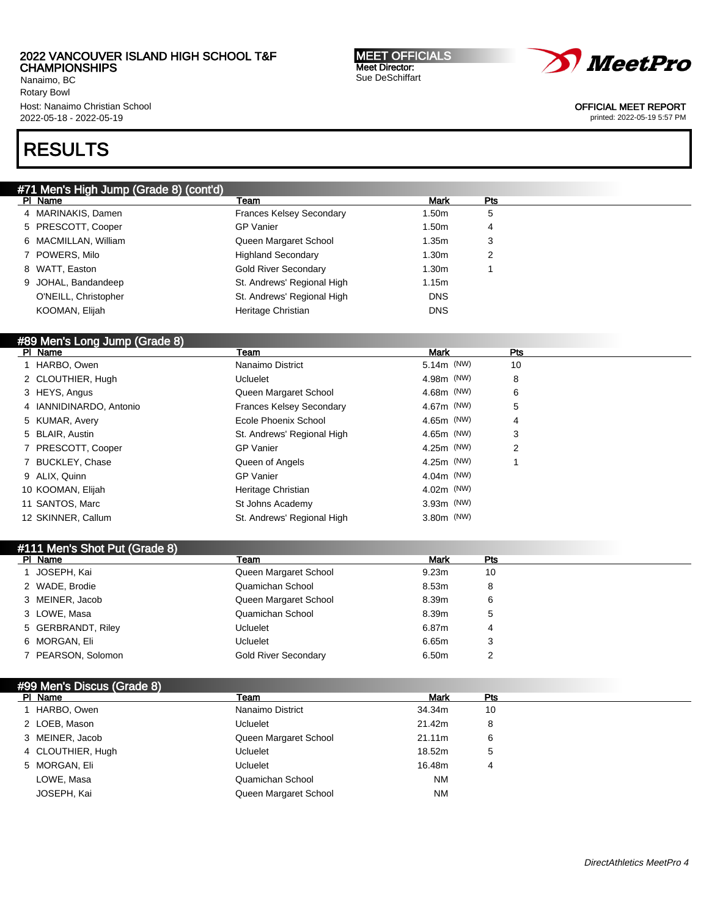2022 VANCOUVER ISLAND HIGH SCHOOL T&F CHAMPIONSHIPS
Nanaimo, BC
Rotary Bowl
Host: Nanaimo Christian School
2022-05-18 - 2022-05-19

**MEET OFFICIALS**
Meet Director:
Sue DeSchiffart

OFFICIAL MEET REPORT
printed: 2022-05-19 5:57 PM

# RESULTS

## #71 Men's High Jump (Grade 8) (cont'd)

| Pl | Name | Team | Mark | Pts |
|---|---|---|---|---|
| 4 | MARINAKIS, Damen | Frances Kelsey Secondary | 1.50m | 5 |
| 5 | PRESCOTT, Cooper | GP Vanier | 1.50m | 4 |
| 6 | MACMILLAN, William | Queen Margaret School | 1.35m | 3 |
| 7 | POWERS, Milo | Highland Secondary | 1.30m | 2 |
| 8 | WATT, Easton | Gold River Secondary | 1.30m | 1 |
| 9 | JOHAL, Bandandeep | St. Andrews' Regional High | 1.15m | |
| | O'NEILL, Christopher | St. Andrews' Regional High | DNS | |
| | KOOMAN, Elijah | Heritage Christian | DNS | |

## #89 Men's Long Jump (Grade 8)

| Pl | Name | Team | Mark | Pts |
|---|---|---|---|---|
| 1 | HARBO, Owen | Nanaimo District | 5.14m (NW) | 10 |
| 2 | CLOUTHIER, Hugh | Ucluelet | 4.98m (NW) | 8 |
| 3 | HEYS, Angus | Queen Margaret School | 4.68m (NW) | 6 |
| 4 | IANNIDINARDO, Antonio | Frances Kelsey Secondary | 4.67m (NW) | 5 |
| 5 | KUMAR, Avery | Ecole Phoenix School | 4.65m (NW) | 4 |
| 5 | BLAIR, Austin | St. Andrews' Regional High | 4.65m (NW) | 3 |
| 7 | PRESCOTT, Cooper | GP Vanier | 4.25m (NW) | 2 |
| 7 | BUCKLEY, Chase | Queen of Angels | 4.25m (NW) | 1 |
| 9 | ALIX, Quinn | GP Vanier | 4.04m (NW) | |
| 10 | KOOMAN, Elijah | Heritage Christian | 4.02m (NW) | |
| 11 | SANTOS, Marc | St Johns Academy | 3.93m (NW) | |
| 12 | SKINNER, Callum | St. Andrews' Regional High | 3.80m (NW) | |

## #111 Men's Shot Put (Grade 8)

| Pl | Name | Team | Mark | Pts |
|---|---|---|---|---|
| 1 | JOSEPH, Kai | Queen Margaret School | 9.23m | 10 |
| 2 | WADE, Brodie | Quamichan School | 8.53m | 8 |
| 3 | MEINER, Jacob | Queen Margaret School | 8.39m | 6 |
| 3 | LOWE, Masa | Quamichan School | 8.39m | 5 |
| 5 | GERBRANDT, Riley | Ucluelet | 6.87m | 4 |
| 6 | MORGAN, Eli | Ucluelet | 6.65m | 3 |
| 7 | PEARSON, Solomon | Gold River Secondary | 6.50m | 2 |

## #99 Men's Discus (Grade 8)

| Pl | Name | Team | Mark | Pts |
|---|---|---|---|---|
| 1 | HARBO, Owen | Nanaimo District | 34.34m | 10 |
| 2 | LOEB, Mason | Ucluelet | 21.42m | 8 |
| 3 | MEINER, Jacob | Queen Margaret School | 21.11m | 6 |
| 4 | CLOUTHIER, Hugh | Ucluelet | 18.52m | 5 |
| 5 | MORGAN, Eli | Ucluelet | 16.48m | 4 |
| | LOWE, Masa | Quamichan School | NM | |
| | JOSEPH, Kai | Queen Margaret School | NM | |

*DirectAthletics MeetPro 4*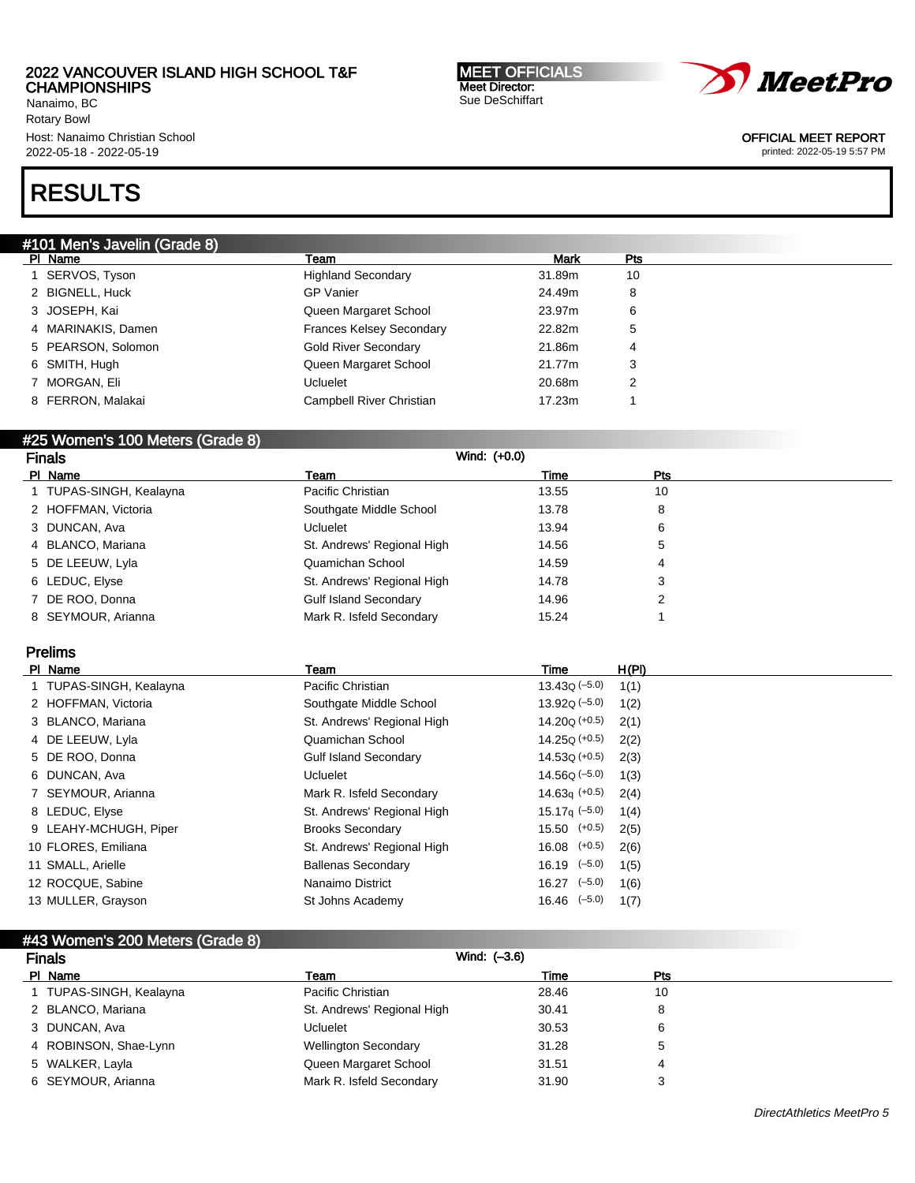# 2022 VANCOUVER ISLAND HIGH SCHOOL T&F CHAMPIONSHIPS

Nanaimo, BC
Rotary Bowl
Host: Nanaimo Christian School
2022-05-18 - 2022-05-19

**MEET OFFICIALS**
Meet Director:
Sue DeSchiffart

OFFICIAL MEET REPORT
printed: 2022-05-19 5:57 PM

# RESULTS

## #101 Men's Javelin (Grade 8)

| Pl | Name | Team | Mark | Pts |
|---|---|---|---|---|
| 1 | SERVOS, Tyson | Highland Secondary | 31.89m | 10 |
| 2 | BIGNELL, Huck | GP Vanier | 24.49m | 8 |
| 3 | JOSEPH, Kai | Queen Margaret School | 23.97m | 6 |
| 4 | MARINAKIS, Damen | Frances Kelsey Secondary | 22.82m | 5 |
| 5 | PEARSON, Solomon | Gold River Secondary | 21.86m | 4 |
| 6 | SMITH, Hugh | Queen Margaret School | 21.77m | 3 |
| 7 | MORGAN, Eli | Ucluelet | 20.68m | 2 |
| 8 | FERRON, Malakai | Campbell River Christian | 17.23m | 1 |

## #25 Women's 100 Meters (Grade 8)

### Finals

Wind: (+0.0)

| Pl | Name | Team | Time | Pts |
|---|---|---|---|---|
| 1 | TUPAS-SINGH, Kealayna | Pacific Christian | 13.55 | 10 |
| 2 | HOFFMAN, Victoria | Southgate Middle School | 13.78 | 8 |
| 3 | DUNCAN, Ava | Ucluelet | 13.94 | 6 |
| 4 | BLANCO, Mariana | St. Andrews' Regional High | 14.56 | 5 |
| 5 | DE LEEUW, Lyla | Quamichan School | 14.59 | 4 |
| 6 | LEDUC, Elyse | St. Andrews' Regional High | 14.78 | 3 |
| 7 | DE ROO, Donna | Gulf Island Secondary | 14.96 | 2 |
| 8 | SEYMOUR, Arianna | Mark R. Isfeld Secondary | 15.24 | 1 |

### Prelims

| Pl | Name | Team | Time | H(Pl) |
|---|---|---|---|---|
| 1 | TUPAS-SINGH, Kealayna | Pacific Christian | 13.43Q (–5.0) | 1(1) |
| 2 | HOFFMAN, Victoria | Southgate Middle School | 13.92Q (–5.0) | 1(2) |
| 3 | BLANCO, Mariana | St. Andrews' Regional High | 14.20Q (+0.5) | 2(1) |
| 4 | DE LEEUW, Lyla | Quamichan School | 14.25Q (+0.5) | 2(2) |
| 5 | DE ROO, Donna | Gulf Island Secondary | 14.53Q (+0.5) | 2(3) |
| 6 | DUNCAN, Ava | Ucluelet | 14.56Q (–5.0) | 1(3) |
| 7 | SEYMOUR, Arianna | Mark R. Isfeld Secondary | 14.63q (+0.5) | 2(4) |
| 8 | LEDUC, Elyse | St. Andrews' Regional High | 15.17q (–5.0) | 1(4) |
| 9 | LEAHY-MCHUGH, Piper | Brooks Secondary | 15.50 (+0.5) | 2(5) |
| 10 | FLORES, Emiliana | St. Andrews' Regional High | 16.08 (+0.5) | 2(6) |
| 11 | SMALL, Arielle | Ballenas Secondary | 16.19 (–5.0) | 1(5) |
| 12 | ROCQUE, Sabine | Nanaimo District | 16.27 (–5.0) | 1(6) |
| 13 | MULLER, Grayson | St Johns Academy | 16.46 (–5.0) | 1(7) |

## #43 Women's 200 Meters (Grade 8)

### Finals

Wind: (–3.6)

| Pl | Name | Team | Time | Pts |
|---|---|---|---|---|
| 1 | TUPAS-SINGH, Kealayna | Pacific Christian | 28.46 | 10 |
| 2 | BLANCO, Mariana | St. Andrews' Regional High | 30.41 | 8 |
| 3 | DUNCAN, Ava | Ucluelet | 30.53 | 6 |
| 4 | ROBINSON, Shae-Lynn | Wellington Secondary | 31.28 | 5 |
| 5 | WALKER, Layla | Queen Margaret School | 31.51 | 4 |
| 6 | SEYMOUR, Arianna | Mark R. Isfeld Secondary | 31.90 | 3 |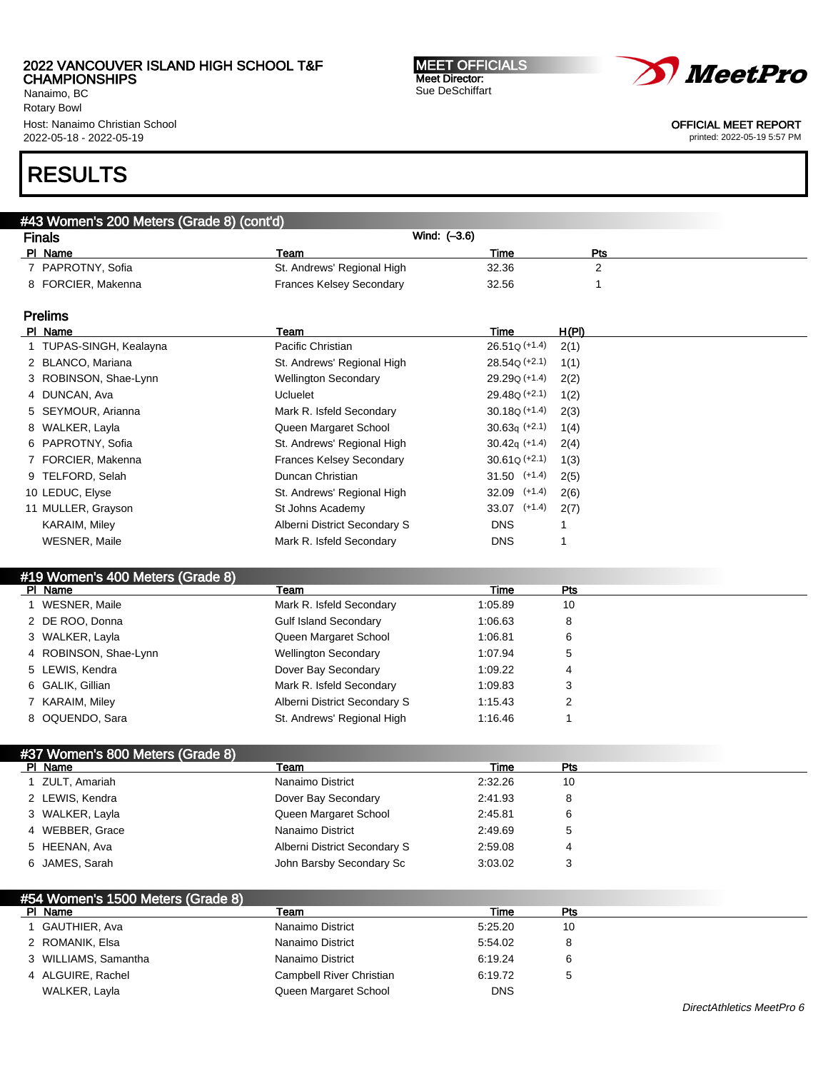2022 VANCOUVER ISLAND HIGH SCHOOL T&F CHAMPIONSHIPS
Nanaimo, BC
Rotary Bowl
Host: Nanaimo Christian School
2022-05-18 - 2022-05-19

**MEET OFFICIALS**
Meet Director:
Sue DeSchiffart

OFFICIAL MEET REPORT
printed: 2022-05-19 5:57 PM

# RESULTS

## #43 Women's 200 Meters (Grade 8) (cont'd)

### Finals

Wind: (–3.6)

| Pl | Name | Team | Time | Pts |
|---|---|---|---|---|
| 7 | PAPROTNY, Sofia | St. Andrews' Regional High | 32.36 | 2 |
| 8 | FORCIER, Makenna | Frances Kelsey Secondary | 32.56 | 1 |

### Prelims

| Pl | Name | Team | Time | H(Pl) |
|---|---|---|---|---|
| 1 | TUPAS-SINGH, Kealayna | Pacific Christian | 26.51Q (+1.4) | 2(1) |
| 2 | BLANCO, Mariana | St. Andrews' Regional High | 28.54Q (+2.1) | 1(1) |
| 3 | ROBINSON, Shae-Lynn | Wellington Secondary | 29.29Q (+1.4) | 2(2) |
| 4 | DUNCAN, Ava | Ucluelet | 29.48Q (+2.1) | 1(2) |
| 5 | SEYMOUR, Arianna | Mark R. Isfeld Secondary | 30.18Q (+1.4) | 2(3) |
| 8 | WALKER, Layla | Queen Margaret School | 30.63q (+2.1) | 1(4) |
| 6 | PAPROTNY, Sofia | St. Andrews' Regional High | 30.42q (+1.4) | 2(4) |
| 7 | FORCIER, Makenna | Frances Kelsey Secondary | 30.61Q (+2.1) | 1(3) |
| 9 | TELFORD, Selah | Duncan Christian | 31.50 (+1.4) | 2(5) |
| 10 | LEDUC, Elyse | St. Andrews' Regional High | 32.09 (+1.4) | 2(6) |
| 11 | MULLER, Grayson | St Johns Academy | 33.07 (+1.4) | 2(7) |
| | KARAIM, Miley | Alberni District Secondary S | DNS | 1 |
| | WESNER, Maile | Mark R. Isfeld Secondary | DNS | 1 |

## #19 Women's 400 Meters (Grade 8)

| Pl | Name | Team | Time | Pts |
|---|---|---|---|---|
| 1 | WESNER, Maile | Mark R. Isfeld Secondary | 1:05.89 | 10 |
| 2 | DE ROO, Donna | Gulf Island Secondary | 1:06.63 | 8 |
| 3 | WALKER, Layla | Queen Margaret School | 1:06.81 | 6 |
| 4 | ROBINSON, Shae-Lynn | Wellington Secondary | 1:07.94 | 5 |
| 5 | LEWIS, Kendra | Dover Bay Secondary | 1:09.22 | 4 |
| 6 | GALIK, Gillian | Mark R. Isfeld Secondary | 1:09.83 | 3 |
| 7 | KARAIM, Miley | Alberni District Secondary S | 1:15.43 | 2 |
| 8 | OQUENDO, Sara | St. Andrews' Regional High | 1:16.46 | 1 |

## #37 Women's 800 Meters (Grade 8)

| Pl | Name | Team | Time | Pts |
|---|---|---|---|---|
| 1 | ZULT, Amariah | Nanaimo District | 2:32.26 | 10 |
| 2 | LEWIS, Kendra | Dover Bay Secondary | 2:41.93 | 8 |
| 3 | WALKER, Layla | Queen Margaret School | 2:45.81 | 6 |
| 4 | WEBBER, Grace | Nanaimo District | 2:49.69 | 5 |
| 5 | HEENAN, Ava | Alberni District Secondary S | 2:59.08 | 4 |
| 6 | JAMES, Sarah | John Barsby Secondary Sc | 3:03.02 | 3 |

## #54 Women's 1500 Meters (Grade 8)

| Pl | Name | Team | Time | Pts |
|---|---|---|---|---|
| 1 | GAUTHIER, Ava | Nanaimo District | 5:25.20 | 10 |
| 2 | ROMANIK, Elsa | Nanaimo District | 5:54.02 | 8 |
| 3 | WILLIAMS, Samantha | Nanaimo District | 6:19.24 | 6 |
| 4 | ALGUIRE, Rachel | Campbell River Christian | 6:19.72 | 5 |
| | WALKER, Layla | Queen Margaret School | DNS | |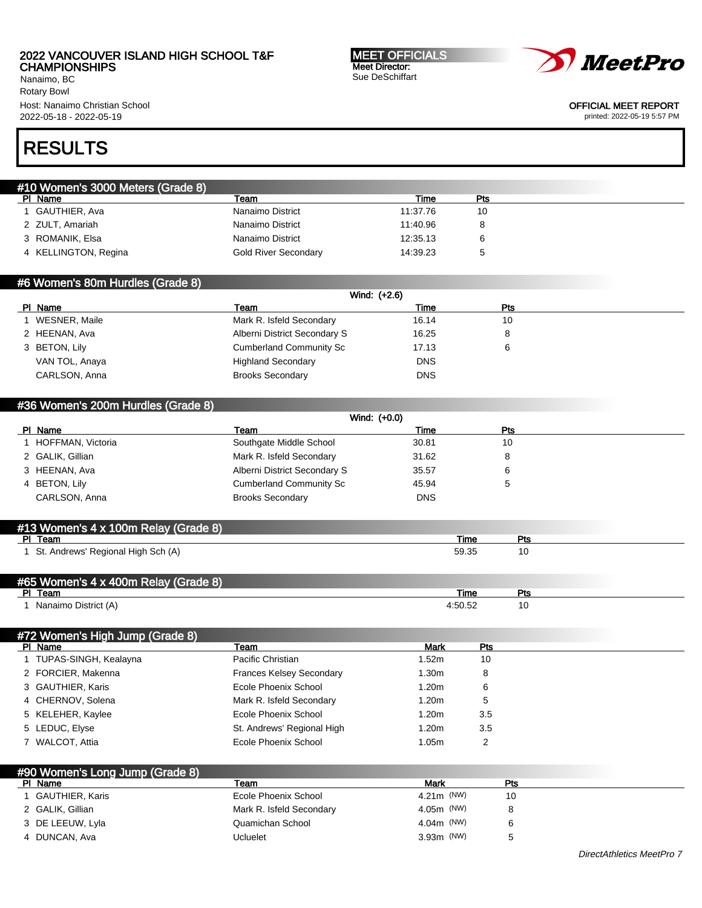2022 VANCOUVER ISLAND HIGH SCHOOL T&F CHAMPIONSHIPS
Nanaimo, BC
Rotary Bowl
Host: Nanaimo Christian School
2022-05-18 - 2022-05-19

**MEET OFFICIALS**
Meet Director:
Sue DeSchiffart

OFFICIAL MEET REPORT
printed: 2022-05-19 5:57 PM

# RESULTS

## #10 Women's 3000 Meters (Grade 8)

| Pl | Name | Team | Time | Pts |
|---|---|---|---|---|
| 1 | GAUTHIER, Ava | Nanaimo District | 11:37.76 | 10 |
| 2 | ZULT, Amariah | Nanaimo District | 11:40.96 | 8 |
| 3 | ROMANIK, Elsa | Nanaimo District | 12:35.13 | 6 |
| 4 | KELLINGTON, Regina | Gold River Secondary | 14:39.23 | 5 |

## #6 Women's 80m Hurdles (Grade 8)

Wind: (+2.6)

| Pl | Name | Team | Time | Pts |
|---|---|---|---|---|
| 1 | WESNER, Maile | Mark R. Isfeld Secondary | 16.14 | 10 |
| 2 | HEENAN, Ava | Alberni District Secondary S | 16.25 | 8 |
| 3 | BETON, Lily | Cumberland Community Sc | 17.13 | 6 |
| | VAN TOL, Anaya | Highland Secondary | DNS | |
| | CARLSON, Anna | Brooks Secondary | DNS | |

## #36 Women's 200m Hurdles (Grade 8)

Wind: (+0.0)

| Pl | Name | Team | Time | Pts |
|---|---|---|---|---|
| 1 | HOFFMAN, Victoria | Southgate Middle School | 30.81 | 10 |
| 2 | GALIK, Gillian | Mark R. Isfeld Secondary | 31.62 | 8 |
| 3 | HEENAN, Ava | Alberni District Secondary S | 35.57 | 6 |
| 4 | BETON, Lily | Cumberland Community Sc | 45.94 | 5 |
| | CARLSON, Anna | Brooks Secondary | DNS | |

## #13 Women's 4 x 100m Relay (Grade 8)

| Pl | Team | Time | Pts |
|---|---|---|---|
| 1 | St. Andrews' Regional High Sch (A) | 59.35 | 10 |

## #65 Women's 4 x 400m Relay (Grade 8)

| Pl | Team | Time | Pts |
|---|---|---|---|
| 1 | Nanaimo District (A) | 4:50.52 | 10 |

## #72 Women's High Jump (Grade 8)

| Pl | Name | Team | Mark | Pts |
|---|---|---|---|---|
| 1 | TUPAS-SINGH, Kealayna | Pacific Christian | 1.52m | 10 |
| 2 | FORCIER, Makenna | Frances Kelsey Secondary | 1.30m | 8 |
| 3 | GAUTHIER, Karis | Ecole Phoenix School | 1.20m | 6 |
| 4 | CHERNOV, Solena | Mark R. Isfeld Secondary | 1.20m | 5 |
| 5 | KELEHER, Kaylee | Ecole Phoenix School | 1.20m | 3.5 |
| 5 | LEDUC, Elyse | St. Andrews' Regional High | 1.20m | 3.5 |
| 7 | WALCOT, Attia | Ecole Phoenix School | 1.05m | 2 |

## #90 Women's Long Jump (Grade 8)

| Pl | Name | Team | Mark | Pts |
|---|---|---|---|---|
| 1 | GAUTHIER, Karis | Ecole Phoenix School | 4.21m (NW) | 10 |
| 2 | GALIK, Gillian | Mark R. Isfeld Secondary | 4.05m (NW) | 8 |
| 3 | DE LEEUW, Lyla | Quamichan School | 4.04m (NW) | 6 |
| 4 | DUNCAN, Ava | Ucluelet | 3.93m (NW) | 5 |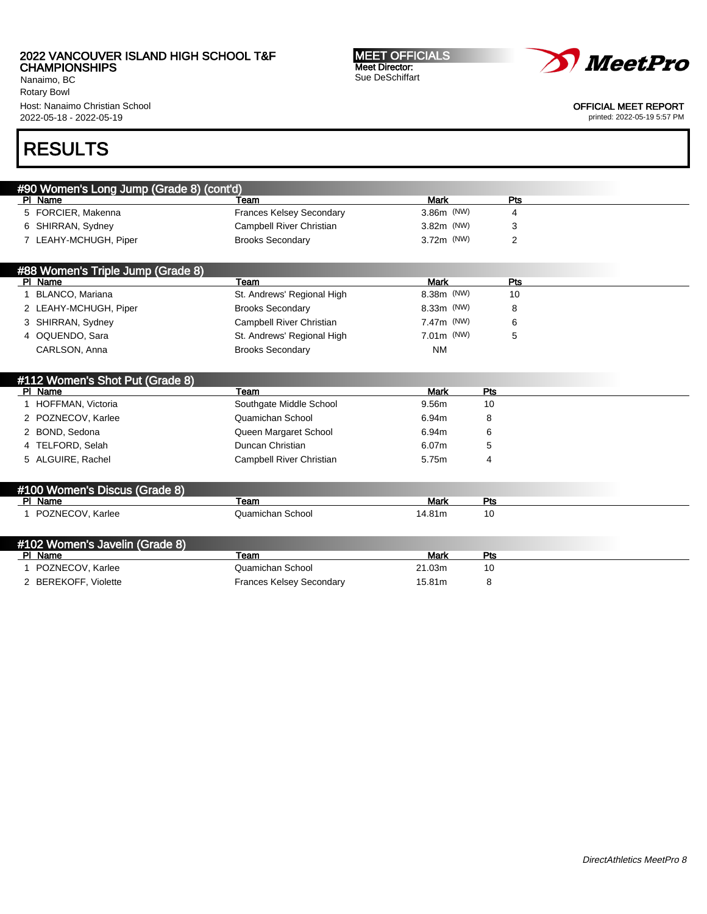# RESULTS

## #90 Women's Long Jump (Grade 8) (cont'd)

| Pl | Name | Team | Mark | Pts |
|---|---|---|---|---|
| 5 | FORCIER, Makenna | Frances Kelsey Secondary | 3.86m (NW) | 4 |
| 6 | SHIRRAN, Sydney | Campbell River Christian | 3.82m (NW) | 3 |
| 7 | LEAHY-MCHUGH, Piper | Brooks Secondary | 3.72m (NW) | 2 |

## #88 Women's Triple Jump (Grade 8)

| Pl | Name | Team | Mark | Pts |
|---|---|---|---|---|
| 1 | BLANCO, Mariana | St. Andrews' Regional High | 8.38m (NW) | 10 |
| 2 | LEAHY-MCHUGH, Piper | Brooks Secondary | 8.33m (NW) | 8 |
| 3 | SHIRRAN, Sydney | Campbell River Christian | 7.47m (NW) | 6 |
| 4 | OQUENDO, Sara | St. Andrews' Regional High | 7.01m (NW) | 5 |
| | CARLSON, Anna | Brooks Secondary | NM | |

## #112 Women's Shot Put (Grade 8)

| Pl | Name | Team | Mark | Pts |
|---|---|---|---|---|
| 1 | HOFFMAN, Victoria | Southgate Middle School | 9.56m | 10 |
| 2 | POZNECOV, Karlee | Quamichan School | 6.94m | 8 |
| 2 | BOND, Sedona | Queen Margaret School | 6.94m | 6 |
| 4 | TELFORD, Selah | Duncan Christian | 6.07m | 5 |
| 5 | ALGUIRE, Rachel | Campbell River Christian | 5.75m | 4 |

## #100 Women's Discus (Grade 8)

| Pl | Name | Team | Mark | Pts |
|---|---|---|---|---|
| 1 | POZNECOV, Karlee | Quamichan School | 14.81m | 10 |

## #102 Women's Javelin (Grade 8)

| Pl | Name | Team | Mark | Pts |
|---|---|---|---|---|
| 1 | POZNECOV, Karlee | Quamichan School | 21.03m | 10 |
| 2 | BEREKOFF, Violette | Frances Kelsey Secondary | 15.81m | 8 |